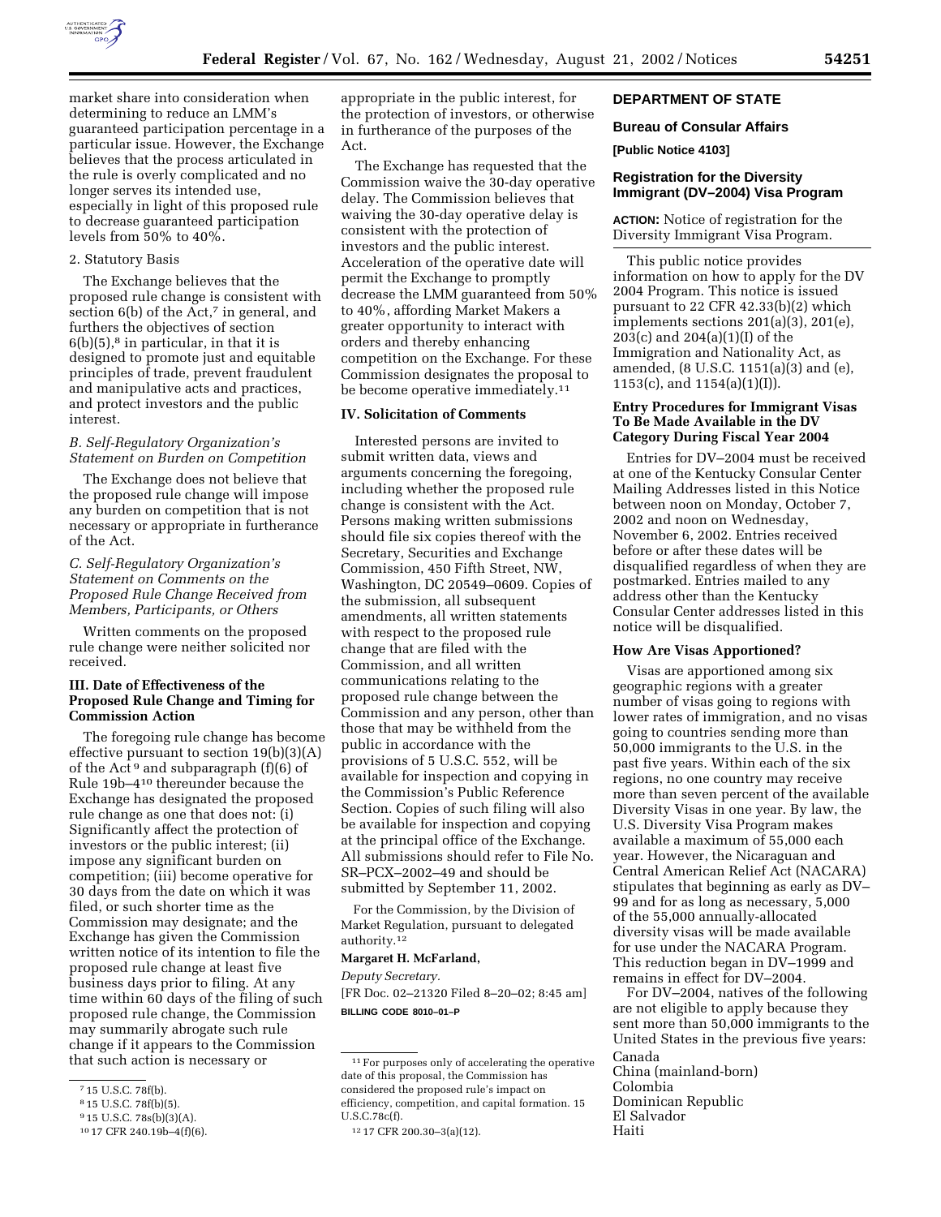market share into consideration when determining to reduce an LMM's guaranteed participation percentage in a particular issue. However, the Exchange believes that the process articulated in the rule is overly complicated and no longer serves its intended use, especially in light of this proposed rule to decrease guaranteed participation levels from 50% to 40%.

2. Statutory Basis

The Exchange believes that the proposed rule change is consistent with section 6(b) of the Act,[7] in general, and furthers the objectives of section 6(b)(5),[8] in particular, in that it is designed to promote just and equitable principles of trade, prevent fraudulent and manipulative acts and practices, and protect investors and the public interest.

### *B. Self-Regulatory Organization's Statement on Burden on Competition*

The Exchange does not believe that the proposed rule change will impose any burden on competition that is not necessary or appropriate in furtherance of the Act.

### *C. Self-Regulatory Organization's Statement on Comments on the Proposed Rule Change Received from Members, Participants, or Others*

Written comments on the proposed rule change were neither solicited nor received.

## III. Date of Effectiveness of the Proposed Rule Change and Timing for Commission Action

The foregoing rule change has become effective pursuant to section 19(b)(3)(A) of the Act[9] and subparagraph (f)(6) of Rule 19b–4[10] thereunder because the Exchange has designated the proposed rule change as one that does not: (i) Significantly affect the protection of investors or the public interest; (ii) impose any significant burden on competition; (iii) become operative for 30 days from the date on which it was filed, or such shorter time as the Commission may designate; and the Exchange has given the Commission written notice of its intention to file the proposed rule change at least five business days prior to filing. At any time within 60 days of the filing of such proposed rule change, the Commission may summarily abrogate such rule change if it appears to the Commission that such action is necessary or appropriate in the public interest, for the protection of investors, or otherwise in furtherance of the purposes of the Act.

The Exchange has requested that the Commission waive the 30-day operative delay. The Commission believes that waiving the 30-day operative delay is consistent with the protection of investors and the public interest. Acceleration of the operative date will permit the Exchange to promptly decrease the LMM guaranteed from 50% to 40%, affording Market Makers a greater opportunity to interact with orders and thereby enhancing competition on the Exchange. For these Commission designates the proposal to be become operative immediately.[11]

## IV. Solicitation of Comments

Interested persons are invited to submit written data, views and arguments concerning the foregoing, including whether the proposed rule change is consistent with the Act. Persons making written submissions should file six copies thereof with the Secretary, Securities and Exchange Commission, 450 Fifth Street, NW, Washington, DC 20549–0609. Copies of the submission, all subsequent amendments, all written statements with respect to the proposed rule change that are filed with the Commission, and all written communications relating to the proposed rule change between the Commission and any person, other than those that may be withheld from the public in accordance with the provisions of 5 U.S.C. 552, will be available for inspection and copying in the Commission's Public Reference Section. Copies of such filing will also be available for inspection and copying at the principal office of the Exchange. All submissions should refer to File No. SR–PCX–2002–49 and should be submitted by September 11, 2002.

For the Commission, by the Division of Market Regulation, pursuant to delegated authority.[12]

**Margaret H. McFarland,**

*Deputy Secretary.*

[FR Doc. 02–21320 Filed 8–20–02; 8:45 am]

**BILLING CODE 8010–01–P**

[7] 15 U.S.C. 78f(b).

[8] 15 U.S.C. 78f(b)(5).

[9] 15 U.S.C. 78s(b)(3)(A).

[10] 17 CFR 240.19b–4(f)(6).

[11] For purposes only of accelerating the operative date of this proposal, the Commission has considered the proposed rule's impact on efficiency, competition, and capital formation. 15 U.S.C.78c(f).

[12] 17 CFR 200.30–3(a)(12).

# DEPARTMENT OF STATE

## Bureau of Consular Affairs

**[Public Notice 4103]**

## Registration for the Diversity Immigrant (DV–2004) Visa Program

**ACTION:** Notice of registration for the Diversity Immigrant Visa Program.

This public notice provides information on how to apply for the DV 2004 Program. This notice is issued pursuant to 22 CFR 42.33(b)(2) which implements sections 201(a)(3), 201(e), 203(c) and 204(a)(1)(I) of the Immigration and Nationality Act, as amended, (8 U.S.C. 1151(a)(3) and (e), 1153(c), and 1154(a)(1)(I)).

### Entry Procedures for Immigrant Visas To Be Made Available in the DV Category During Fiscal Year 2004

Entries for DV–2004 must be received at one of the Kentucky Consular Center Mailing Addresses listed in this Notice between noon on Monday, October 7, 2002 and noon on Wednesday, November 6, 2002. Entries received before or after these dates will be disqualified regardless of when they are postmarked. Entries mailed to any address other than the Kentucky Consular Center addresses listed in this notice will be disqualified.

### How Are Visas Apportioned?

Visas are apportioned among six geographic regions with a greater number of visas going to regions with lower rates of immigration, and no visas going to countries sending more than 50,000 immigrants to the U.S. in the past five years. Within each of the six regions, no one country may receive more than seven percent of the available Diversity Visas in one year. By law, the U.S. Diversity Visa Program makes available a maximum of 55,000 each year. However, the Nicaraguan and Central American Relief Act (NACARA) stipulates that beginning as early as DV–99 and for as long as necessary, 5,000 of the 55,000 annually-allocated diversity visas will be made available for use under the NACARA Program. This reduction began in DV–1999 and remains in effect for DV–2004.

For DV–2004, natives of the following are not eligible to apply because they sent more than 50,000 immigrants to the United States in the previous five years:

Canada
China (mainland-born)
Colombia
Dominican Republic
El Salvador
Haiti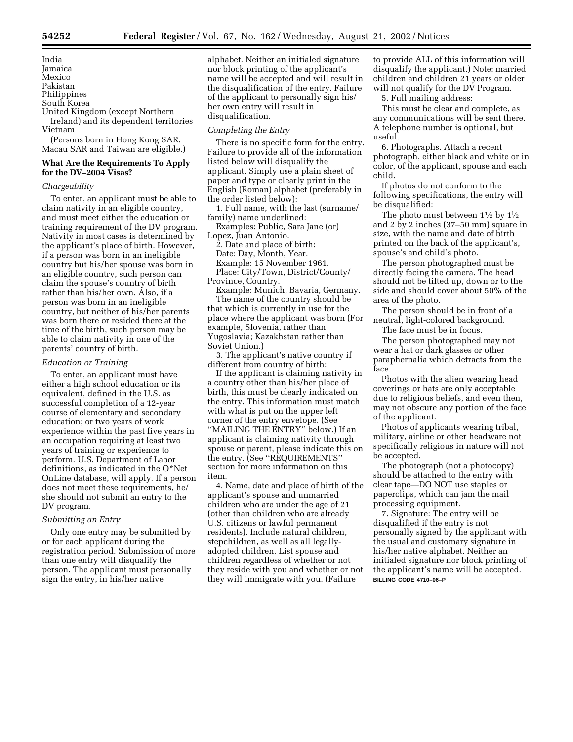India
Jamaica
Mexico
Pakistan
Philippines
South Korea
United Kingdom (except Northern Ireland) and its dependent territories
Vietnam

(Persons born in Hong Kong SAR, Macau SAR and Taiwan are eligible.)

### What Are the Requirements To Apply for the DV–2004 Visas?

*Chargeability*

To enter, an applicant must be able to claim nativity in an eligible country, and must meet either the education or training requirement of the DV program. Nativity in most cases is determined by the applicant's place of birth. However, if a person was born in an ineligible country but his/her spouse was born in an eligible country, such person can claim the spouse's country of birth rather than his/her own. Also, if a person was born in an ineligible country, but neither of his/her parents was born there or resided there at the time of the birth, such person may be able to claim nativity in one of the parents' country of birth.

*Education or Training*

To enter, an applicant must have either a high school education or its equivalent, defined in the U.S. as successful completion of a 12-year course of elementary and secondary education; or two years of work experience within the past five years in an occupation requiring at least two years of training or experience to perform. U.S. Department of Labor definitions, as indicated in the O*Net OnLine database, will apply. If a person does not meet these requirements, he/she should not submit an entry to the DV program.

*Submitting an Entry*

Only one entry may be submitted by or for each applicant during the registration period. Submission of more than one entry will disqualify the person. The applicant must personally sign the entry, in his/her native alphabet. Neither an initialed signature nor block printing of the applicant's name will be accepted and will result in the disqualification of the entry. Failure of the applicant to personally sign his/her own entry will result in disqualification.

*Completing the Entry*

There is no specific form for the entry. Failure to provide all of the information listed below will disqualify the applicant. Simply use a plain sheet of paper and type or clearly print in the English (Roman) alphabet (preferably in the order listed below):

1. Full name, with the last (surname/family) name underlined:

Examples: Public, Sara Jane (or) Lopez, Juan Antonio.

2. Date and place of birth:

Date: Day, Month, Year.

Example: 15 November 1961.

Place: City/Town, District/County/Province, Country.

Example: Munich, Bavaria, Germany.

The name of the country should be that which is currently in use for the place where the applicant was born (For example, Slovenia, rather than Yugoslavia; Kazakhstan rather than Soviet Union.)

3. The applicant's native country if different from country of birth:

If the applicant is claiming nativity in a country other than his/her place of birth, this must be clearly indicated on the entry. This information must match with what is put on the upper left corner of the entry envelope. (See ''MAILING THE ENTRY'' below.) If an applicant is claiming nativity through spouse or parent, please indicate this on the entry. (See ''REQUIREMENTS'' section for more information on this item.

4. Name, date and place of birth of the applicant's spouse and unmarried children who are under the age of 21 (other than children who are already U.S. citizens or lawful permanent residents). Include natural children, stepchildren, as well as all legally-adopted children. List spouse and children regardless of whether or not they reside with you and whether or not they will immigrate with you. (Failure to provide ALL of this information will disqualify the applicant.) Note: married children and children 21 years or older will not qualify for the DV Program.

5. Full mailing address:

This must be clear and complete, as any communications will be sent there. A telephone number is optional, but useful.

6. Photographs. Attach a recent photograph, either black and white or in color, of the applicant, spouse and each child.

If photos do not conform to the following specifications, the entry will be disqualified:

The photo must between 1½ by 1½ and 2 by 2 inches (37–50 mm) square in size, with the name and date of birth printed on the back of the applicant's, spouse's and child's photo.

The person photographed must be directly facing the camera. The head should not be tilted up, down or to the side and should cover about 50% of the area of the photo.

The person should be in front of a neutral, light-colored background.

The face must be in focus.

The person photographed may not wear a hat or dark glasses or other paraphernalia which detracts from the face.

Photos with the alien wearing head coverings or hats are only acceptable due to religious beliefs, and even then, may not obscure any portion of the face of the applicant.

Photos of applicants wearing tribal, military, airline or other headware not specifically religious in nature will not be accepted.

The photograph (not a photocopy) should be attached to the entry with clear tape—DO NOT use staples or paperclips, which can jam the mail processing equipment.

7. Signature: The entry will be disqualified if the entry is not personally signed by the applicant with the usual and customary signature in his/her native alphabet. Neither an initialed signature nor block printing of the applicant's name will be accepted.

BILLING CODE 4710–06–P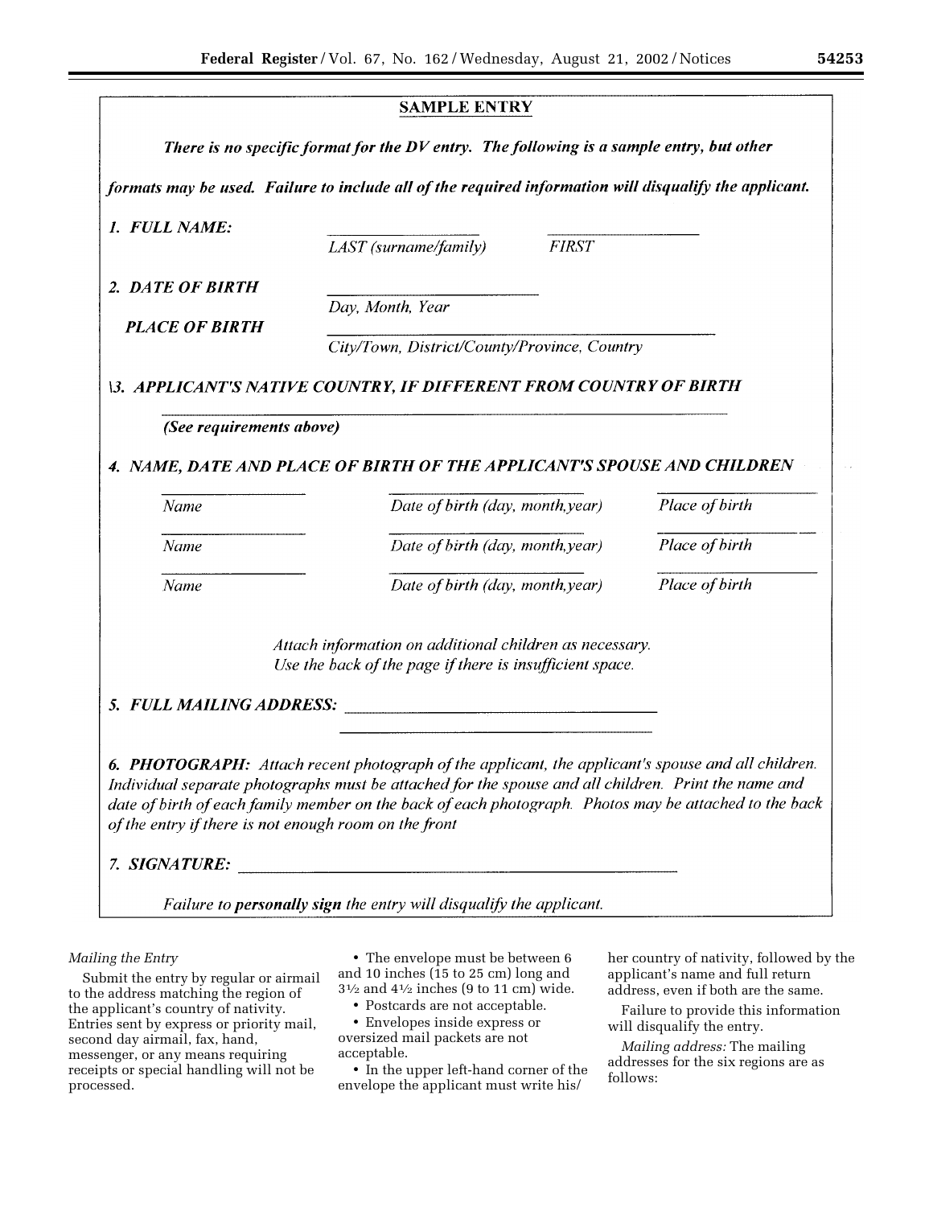**SAMPLE ENTRY**

***There is no specific format for the DV entry. The following is a sample entry, but other formats may be used. Failure to include all of the required information will disqualify the applicant.***

***1. FULL NAME:***

\_\_\_\_\_\_\_\_\_\_\_\_\_\_\_\_\_\_\_\_ \_\_\_\_\_\_\_\_\_\_\_\_\_\_\_\_\_\_\_\_

*LAST (surname/family)* *FIRST*

***2. DATE OF BIRTH***

\_\_\_\_\_\_\_\_\_\_\_\_\_\_\_\_\_\_\_\_\_\_\_\_\_\_

*Day, Month, Year*

***PLACE OF BIRTH***

\_\_\_\_\_\_\_\_\_\_\_\_\_\_\_\_\_\_\_\_\_\_\_\_\_\_\_\_\_\_\_\_\_\_\_\_\_\_\_\_\_\_\_\_

*City/Town, District/County/Province, Country*

***\3. APPLICANT'S NATIVE COUNTRY, IF DIFFERENT FROM COUNTRY OF BIRTH***

\_\_\_\_\_\_\_\_\_\_\_\_\_\_\_\_\_\_\_\_\_\_\_\_\_\_\_\_\_\_\_\_\_\_\_\_\_\_\_\_\_\_\_\_\_\_\_\_\_\_\_\_\_\_\_\_\_\_\_\_\_\_\_\_\_\_\_\_\_\_

***(See requirements above)***

***4. NAME, DATE AND PLACE OF BIRTH OF THE APPLICANT'S SPOUSE AND CHILDREN***

| | | |
|---|---|---|
| *Name* | *Date of birth (day, month,year)* | *Place of birth* |
| *Name* | *Date of birth (day, month,year)* | *Place of birth* |
| *Name* | *Date of birth (day, month,year)* | *Place of birth* |

*Attach information on additional children as necessary.*
*Use the back of the page if there is insufficient space.*

***5. FULL MAILING ADDRESS:*** \_\_\_\_\_\_\_\_\_\_\_\_\_\_\_\_\_\_\_\_\_\_\_\_\_\_\_\_\_\_\_\_\_\_\_\_\_\_\_\_

\_\_\_\_\_\_\_\_\_\_\_\_\_\_\_\_\_\_\_\_\_\_\_\_\_\_\_\_\_\_\_\_\_\_\_\_\_\_\_\_

***6. PHOTOGRAPH:*** *Attach recent photograph of the applicant, the applicant's spouse and all children. Individual separate photographs must be attached for the spouse and all children. Print the name and date of birth of each family member on the back of each photograph. Photos may be attached to the back of the entry if there is not enough room on the front*

***7. SIGNATURE:*** \_\_\_\_\_\_\_\_\_\_\_\_\_\_\_\_\_\_\_\_\_\_\_\_\_\_\_\_\_\_\_\_\_\_\_\_\_\_\_\_\_\_\_\_\_\_\_\_\_\_\_\_\_\_\_\_

*Failure to* ***personally sign*** *the entry will disqualify the applicant.*

*Mailing the Entry*

Submit the entry by regular or airmail to the address matching the region of the applicant's country of nativity. Entries sent by express or priority mail, second day airmail, fax, hand, messenger, or any means requiring receipts or special handling will not be processed.

- The envelope must be between 6 and 10 inches (15 to 25 cm) long and 3½ and 4½ inches (9 to 11 cm) wide.
- Postcards are not acceptable.
- Envelopes inside express or oversized mail packets are not acceptable.
- In the upper left-hand corner of the envelope the applicant must write his/her country of nativity, followed by the applicant's name and full return address, even if both are the same.

Failure to provide this information will disqualify the entry.

*Mailing address:* The mailing addresses for the six regions are as follows: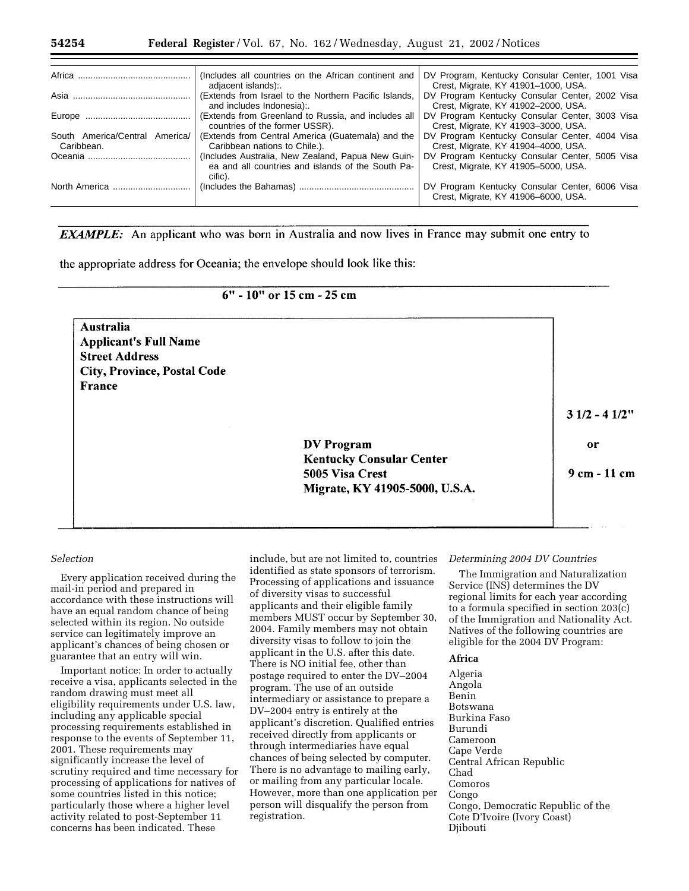| | | |
|---|---|---|
| Africa | (Includes all countries on the African continent and adjacent islands):. | DV Program, Kentucky Consular Center, 1001 Visa Crest, Migrate, KY 41901–1000, USA. |
| Asia | (Extends from Israel to the Northern Pacific Islands, and includes Indonesia):. | DV Program Kentucky Consular Center, 2002 Visa Crest, Migrate, KY 41902–2000, USA. |
| Europe | (Extends from Greenland to Russia, and includes all countries of the former USSR). | DV Program Kentucky Consular Center, 3003 Visa Crest, Migrate, KY 41903–3000, USA. |
| South America/Central America/ Caribbean. | (Extends from Central America (Guatemala) and the Caribbean nations to Chile.). | DV Program Kentucky Consular Center, 4004 Visa Crest, Migrate, KY 41904–4000, USA. |
| Oceania | (Includes Australia, New Zealand, Papua New Guinea and all countries and islands of the South Pacific). | DV Program Kentucky Consular Center, 5005 Visa Crest, Migrate, KY 41905–5000, USA. |
| North America | (Includes the Bahamas) | DV Program Kentucky Consular Center, 6006 Visa Crest, Migrate, KY 41906–6000, USA. |

***EXAMPLE:*** An applicant who was born in Australia and now lives in France may submit one entry to the appropriate address for Oceania; the envelope should look like this:

**6" - 10" or 15 cm - 25 cm**

**Australia**
**Applicant's Full Name**
**Street Address**
**City, Province, Postal Code**
**France**

**DV Program**
**Kentucky Consular Center**
**5005 Visa Crest**
**Migrate, KY 41905-5000, U.S.A.**

**3 1/2 - 4 1/2" or 9 cm - 11 cm**

*Selection*

Every application received during the mail-in period and prepared in accordance with these instructions will have an equal random chance of being selected within its region. No outside service can legitimately improve an applicant's chances of being chosen or guarantee that an entry will win.

Important notice: In order to actually receive a visa, applicants selected in the random drawing must meet all eligibility requirements under U.S. law, including any applicable special processing requirements established in response to the events of September 11, 2001. These requirements may significantly increase the level of scrutiny required and time necessary for processing of applications for natives of some countries listed in this notice; particularly those where a higher level activity related to post-September 11 concerns has been indicated. These include, but are not limited to, countries identified as state sponsors of terrorism. Processing of applications and issuance of diversity visas to successful applicants and their eligible family members MUST occur by September 30, 2004. Family members may not obtain diversity visas to follow to join the applicant in the U.S. after this date. There is NO initial fee, other than postage required to enter the DV–2004 program. The use of an outside intermediary or assistance to prepare a DV–2004 entry is entirely at the applicant's discretion. Qualified entries received directly from applicants or through intermediaries have equal chances of being selected by computer. There is no advantage to mailing early, or mailing from any particular locale. However, more than one application per person will disqualify the person from registration.

*Determining 2004 DV Countries*

The Immigration and Naturalization Service (INS) determines the DV regional limits for each year according to a formula specified in section 203(c) of the Immigration and Nationality Act. Natives of the following countries are eligible for the 2004 DV Program:

**Africa**

Algeria
Angola
Benin
Botswana
Burkina Faso
Burundi
Cameroon
Cape Verde
Central African Republic
Chad
Comoros
Congo
Congo, Democratic Republic of the
Cote D'Ivoire (Ivory Coast)
Djibouti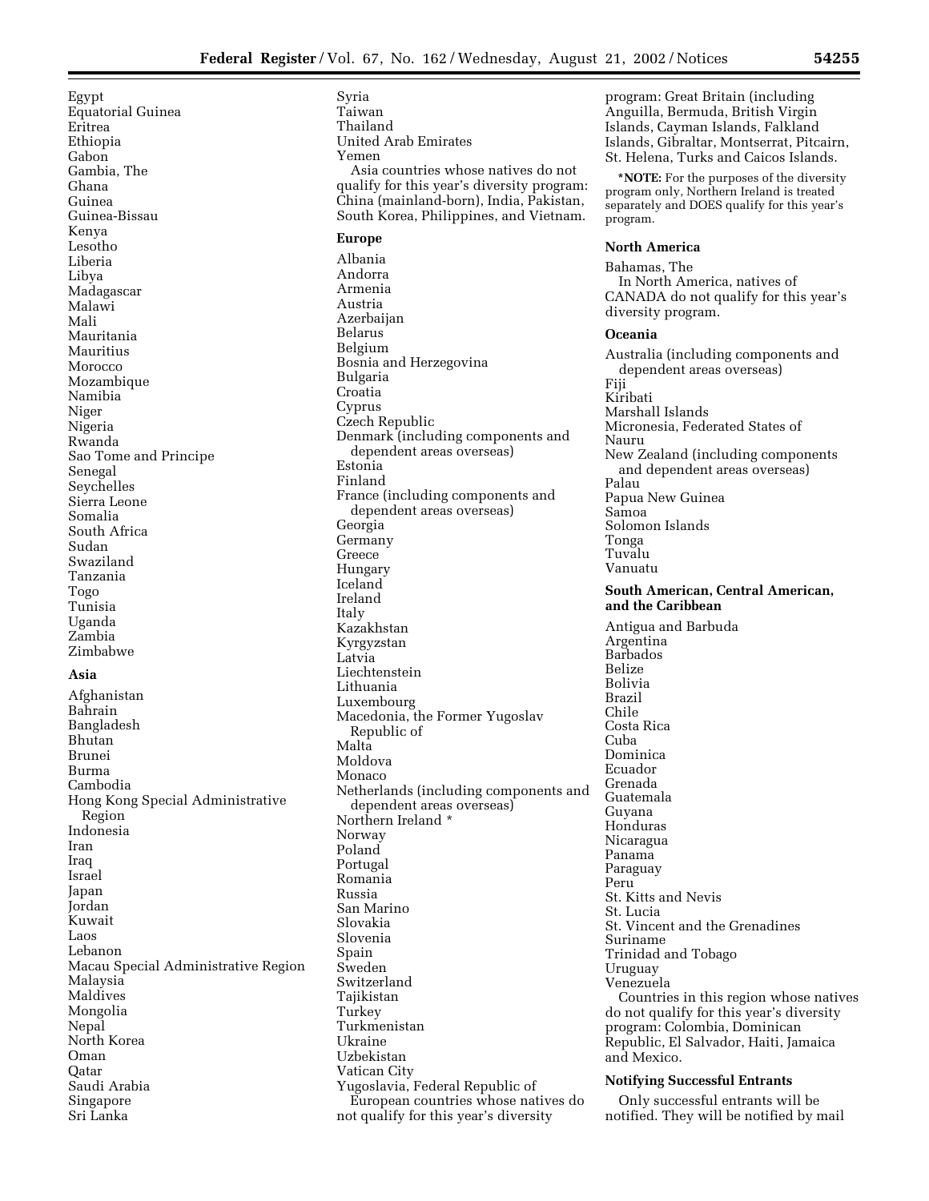Egypt
Equatorial Guinea
Eritrea
Ethiopia
Gabon
Gambia, The
Ghana
Guinea
Guinea-Bissau
Kenya
Lesotho
Liberia
Libya
Madagascar
Malawi
Mali
Mauritania
Mauritius
Morocco
Mozambique
Namibia
Niger
Nigeria
Rwanda
Sao Tome and Principe
Senegal
Seychelles
Sierra Leone
Somalia
South Africa
Sudan
Swaziland
Tanzania
Togo
Tunisia
Uganda
Zambia
Zimbabwe

### Asia

Afghanistan
Bahrain
Bangladesh
Bhutan
Brunei
Burma
Cambodia
Hong Kong Special Administrative Region
Indonesia
Iran
Iraq
Israel
Japan
Jordan
Kuwait
Laos
Lebanon
Macau Special Administrative Region
Malaysia
Maldives
Mongolia
Nepal
North Korea
Oman
Qatar
Saudi Arabia
Singapore
Sri Lanka
Syria
Taiwan
Thailand
United Arab Emirates
Yemen

Asia countries whose natives do not qualify for this year's diversity program: China (mainland-born), India, Pakistan, South Korea, Philippines, and Vietnam.

### Europe

Albania
Andorra
Armenia
Austria
Azerbaijan
Belarus
Belgium
Bosnia and Herzegovina
Bulgaria
Croatia
Cyprus
Czech Republic
Denmark (including components and dependent areas overseas)
Estonia
Finland
France (including components and dependent areas overseas)
Georgia
Germany
Greece
Hungary
Iceland
Ireland
Italy
Kazakhstan
Kyrgyzstan
Latvia
Liechtenstein
Lithuania
Luxembourg
Macedonia, the Former Yugoslav Republic of
Malta
Moldova
Monaco
Netherlands (including components and dependent areas overseas)
Northern Ireland *
Norway
Poland
Portugal
Romania
Russia
San Marino
Slovakia
Slovenia
Spain
Sweden
Switzerland
Tajikistan
Turkey
Turkmenistan
Ukraine
Uzbekistan
Vatican City
Yugoslavia, Federal Republic of

European countries whose natives do not qualify for this year's diversity program: Great Britain (including Anguilla, Bermuda, British Virgin Islands, Cayman Islands, Falkland Islands, Gibraltar, Montserrat, Pitcairn, St. Helena, Turks and Caicos Islands.

***NOTE:** For the purposes of the diversity program only, Northern Ireland is treated separately and DOES qualify for this year's program.

### North America

Bahamas, The

In North America, natives of CANADA do not qualify for this year's diversity program.

### Oceania

Australia (including components and dependent areas overseas)
Fiji
Kiribati
Marshall Islands
Micronesia, Federated States of
Nauru
New Zealand (including components and dependent areas overseas)
Palau
Papua New Guinea
Samoa
Solomon Islands
Tonga
Tuvalu
Vanuatu

### South American, Central American, and the Caribbean

Antigua and Barbuda
Argentina
Barbados
Belize
Bolivia
Brazil
Chile
Costa Rica
Cuba
Dominica
Ecuador
Grenada
Guatemala
Guyana
Honduras
Nicaragua
Panama
Paraguay
Peru
St. Kitts and Nevis
St. Lucia
St. Vincent and the Grenadines
Suriname
Trinidad and Tobago
Uruguay
Venezuela

Countries in this region whose natives do not qualify for this year's diversity program: Colombia, Dominican Republic, El Salvador, Haiti, Jamaica and Mexico.

### Notifying Successful Entrants

Only successful entrants will be notified. They will be notified by mail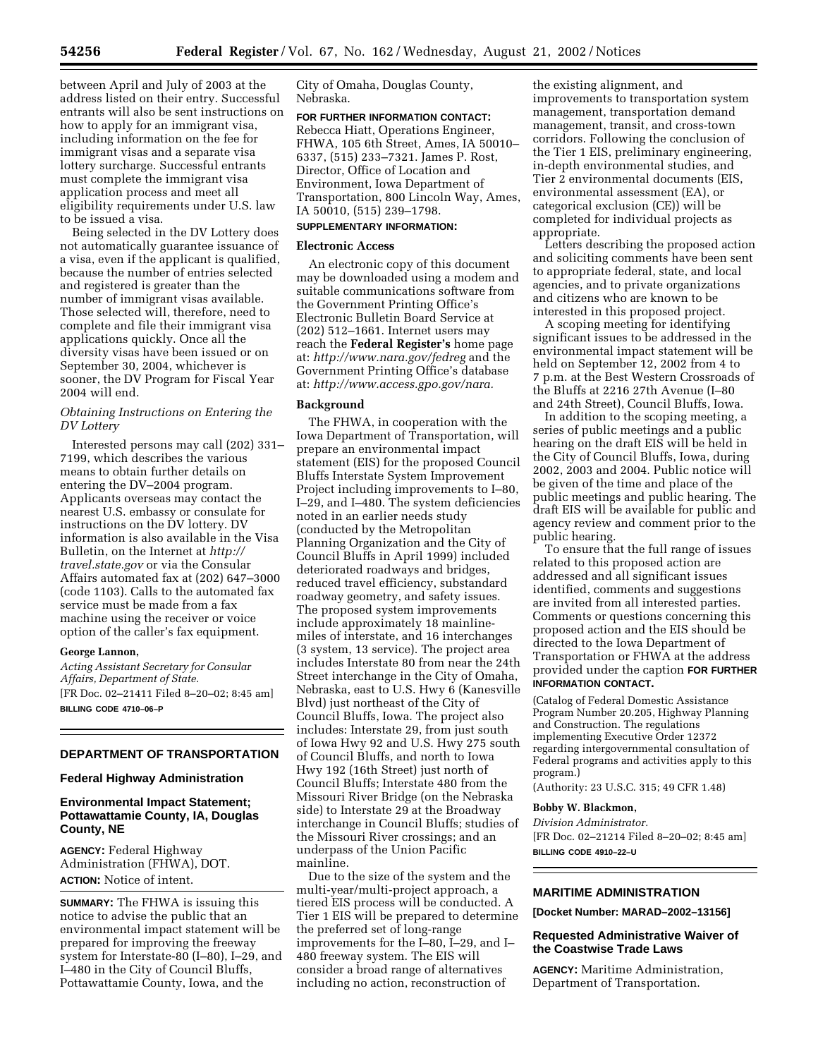between April and July of 2003 at the address listed on their entry. Successful entrants will also be sent instructions on how to apply for an immigrant visa, including information on the fee for immigrant visas and a separate visa lottery surcharge. Successful entrants must complete the immigrant visa application process and meet all eligibility requirements under U.S. law to be issued a visa.

Being selected in the DV Lottery does not automatically guarantee issuance of a visa, even if the applicant is qualified, because the number of entries selected and registered is greater than the number of immigrant visas available. Those selected will, therefore, need to complete and file their immigrant visa applications quickly. Once all the diversity visas have been issued or on September 30, 2004, whichever is sooner, the DV Program for Fiscal Year 2004 will end.

*Obtaining Instructions on Entering the DV Lottery*

Interested persons may call (202) 331–7199, which describes the various means to obtain further details on entering the DV–2004 program. Applicants overseas may contact the nearest U.S. embassy or consulate for instructions on the DV lottery. DV information is also available in the Visa Bulletin, on the Internet at *http://travel.state.gov* or via the Consular Affairs automated fax at (202) 647–3000 (code 1103). Calls to the automated fax service must be made from a fax machine using the receiver or voice option of the caller's fax equipment.

**George Lannon,**

*Acting Assistant Secretary for Consular Affairs, Department of State.*

[FR Doc. 02–21411 Filed 8–20–02; 8:45 am]

**BILLING CODE 4710–06–P**

## DEPARTMENT OF TRANSPORTATION

### Federal Highway Administration

### Environmental Impact Statement; Pottawattamie County, IA, Douglas County, NE

**AGENCY:** Federal Highway Administration (FHWA), DOT.

**ACTION:** Notice of intent.

**SUMMARY:** The FHWA is issuing this notice to advise the public that an environmental impact statement will be prepared for improving the freeway system for Interstate-80 (I–80), I–29, and I–480 in the City of Council Bluffs, Pottawattamie County, Iowa, and the City of Omaha, Douglas County, Nebraska.

**FOR FURTHER INFORMATION CONTACT:** Rebecca Hiatt, Operations Engineer, FHWA, 105 6th Street, Ames, IA 50010–6337, (515) 233–7321. James P. Rost, Director, Office of Location and Environment, Iowa Department of Transportation, 800 Lincoln Way, Ames, IA 50010, (515) 239–1798.

**SUPPLEMENTARY INFORMATION:**

**Electronic Access**

An electronic copy of this document may be downloaded using a modem and suitable communications software from the Government Printing Office's Electronic Bulletin Board Service at (202) 512–1661. Internet users may reach the **Federal Register's** home page at: *http://www.nara.gov/fedreg* and the Government Printing Office's database at: *http://www.access.gpo.gov/nara.*

**Background**

The FHWA, in cooperation with the Iowa Department of Transportation, will prepare an environmental impact statement (EIS) for the proposed Council Bluffs Interstate System Improvement Project including improvements to I–80, I–29, and I–480. The system deficiencies noted in an earlier needs study (conducted by the Metropolitan Planning Organization and the City of Council Bluffs in April 1999) included deteriorated roadways and bridges, reduced travel efficiency, substandard roadway geometry, and safety issues. The proposed system improvements include approximately 18 mainline-miles of interstate, and 16 interchanges (3 system, 13 service). The project area includes Interstate 80 from near the 24th Street interchange in the City of Omaha, Nebraska, east to U.S. Hwy 6 (Kanesville Blvd) just northeast of the City of Council Bluffs, Iowa. The project also includes: Interstate 29, from just south of Iowa Hwy 92 and U.S. Hwy 275 south of Council Bluffs, and north to Iowa Hwy 192 (16th Street) just north of Council Bluffs; Interstate 480 from the Missouri River Bridge (on the Nebraska side) to Interstate 29 at the Broadway interchange in Council Bluffs; studies of the Missouri River crossings; and an underpass of the Union Pacific mainline.

Due to the size of the system and the multi-year/multi-project approach, a tiered EIS process will be conducted. A Tier 1 EIS will be prepared to determine the preferred set of long-range improvements for the I–80, I–29, and I–480 freeway system. The EIS will consider a broad range of alternatives including no action, reconstruction of the existing alignment, and improvements to transportation system management, transportation demand management, transit, and cross-town corridors. Following the conclusion of the Tier 1 EIS, preliminary engineering, in-depth environmental studies, and Tier 2 environmental documents (EIS, environmental assessment (EA), or categorical exclusion (CE)) will be completed for individual projects as appropriate.

Letters describing the proposed action and soliciting comments have been sent to appropriate federal, state, and local agencies, and to private organizations and citizens who are known to be interested in this proposed project.

A scoping meeting for identifying significant issues to be addressed in the environmental impact statement will be held on September 12, 2002 from 4 to 7 p.m. at the Best Western Crossroads of the Bluffs at 2216 27th Avenue (I–80 and 24th Street), Council Bluffs, Iowa.

In addition to the scoping meeting, a series of public meetings and a public hearing on the draft EIS will be held in the City of Council Bluffs, Iowa, during 2002, 2003 and 2004. Public notice will be given of the time and place of the public meetings and public hearing. The draft EIS will be available for public and agency review and comment prior to the public hearing.

To ensure that the full range of issues related to this proposed action are addressed and all significant issues identified, comments and suggestions are invited from all interested parties. Comments or questions concerning this proposed action and the EIS should be directed to the Iowa Department of Transportation or FHWA at the address provided under the caption **FOR FURTHER INFORMATION CONTACT.**

(Catalog of Federal Domestic Assistance Program Number 20.205, Highway Planning and Construction. The regulations implementing Executive Order 12372 regarding intergovernmental consultation of Federal programs and activities apply to this program.)

(Authority: 23 U.S.C. 315; 49 CFR 1.48)

**Bobby W. Blackmon,**

*Division Administrator.*

[FR Doc. 02–21214 Filed 8–20–02; 8:45 am]

**BILLING CODE 4910–22–U**

## MARITIME ADMINISTRATION

**[Docket Number: MARAD–2002–13156]**

### Requested Administrative Waiver of the Coastwise Trade Laws

**AGENCY:** Maritime Administration, Department of Transportation.